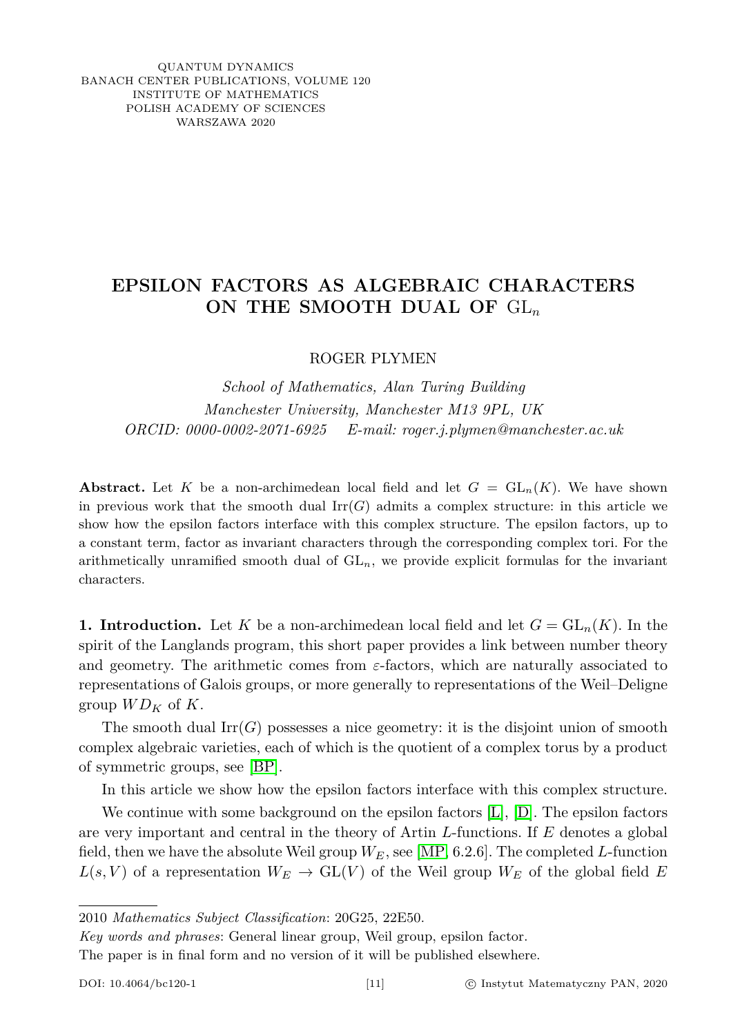QUANTUM DYNAMICS
BANACH CENTER PUBLICATIONS, VOLUME 120
INSTITUTE OF MATHEMATICS
POLISH ACADEMY OF SCIENCES
WARSZAWA 2020

# EPSILON FACTORS AS ALGEBRAIC CHARACTERS ON THE SMOOTH DUAL OF $\mathrm{GL}_n$

ROGER PLYMEN

*School of Mathematics, Alan Turing Building*
*Manchester University, Manchester M13 9PL, UK*
*ORCID: 0000-0002-2071-6925    E-mail: roger.j.plymen@manchester.ac.uk*

**Abstract.** Let $K$ be a non-archimedean local field and let $G = \mathrm{GL}_n(K)$. We have shown in previous work that the smooth dual $\mathrm{Irr}(G)$ admits a complex structure: in this article we show how the epsilon factors interface with this complex structure. The epsilon factors, up to a constant term, factor as invariant characters through the corresponding complex tori. For the arithmetically unramified smooth dual of $\mathrm{GL}_n$, we provide explicit formulas for the invariant characters.

**1. Introduction.** Let $K$ be a non-archimedean local field and let $G = \mathrm{GL}_n(K)$. In the spirit of the Langlands program, this short paper provides a link between number theory and geometry. The arithmetic comes from $\varepsilon$-factors, which are naturally associated to representations of Galois groups, or more generally to representations of the Weil–Deligne group $WD_K$ of $K$.

The smooth dual $\mathrm{Irr}(G)$ possesses a nice geometry: it is the disjoint union of smooth complex algebraic varieties, each of which is the quotient of a complex torus by a product of symmetric groups, see [BP].

In this article we show how the epsilon factors interface with this complex structure.

We continue with some background on the epsilon factors [L], [D]. The epsilon factors are very important and central in the theory of Artin $L$-functions. If $E$ denotes a global field, then we have the absolute Weil group $W_E$, see [MP, 6.2.6]. The completed $L$-function $L(s, V)$ of a representation $W_E \to \mathrm{GL}(V)$ of the Weil group $W_E$ of the global field $E$

2010 *Mathematics Subject Classification*: 20G25, 22E50.

*Key words and phrases*: General linear group, Weil group, epsilon factor.

The paper is in final form and no version of it will be published elsewhere.

DOI: 10.4064/bc120-1    © Instytut Matematyczny PAN, 2020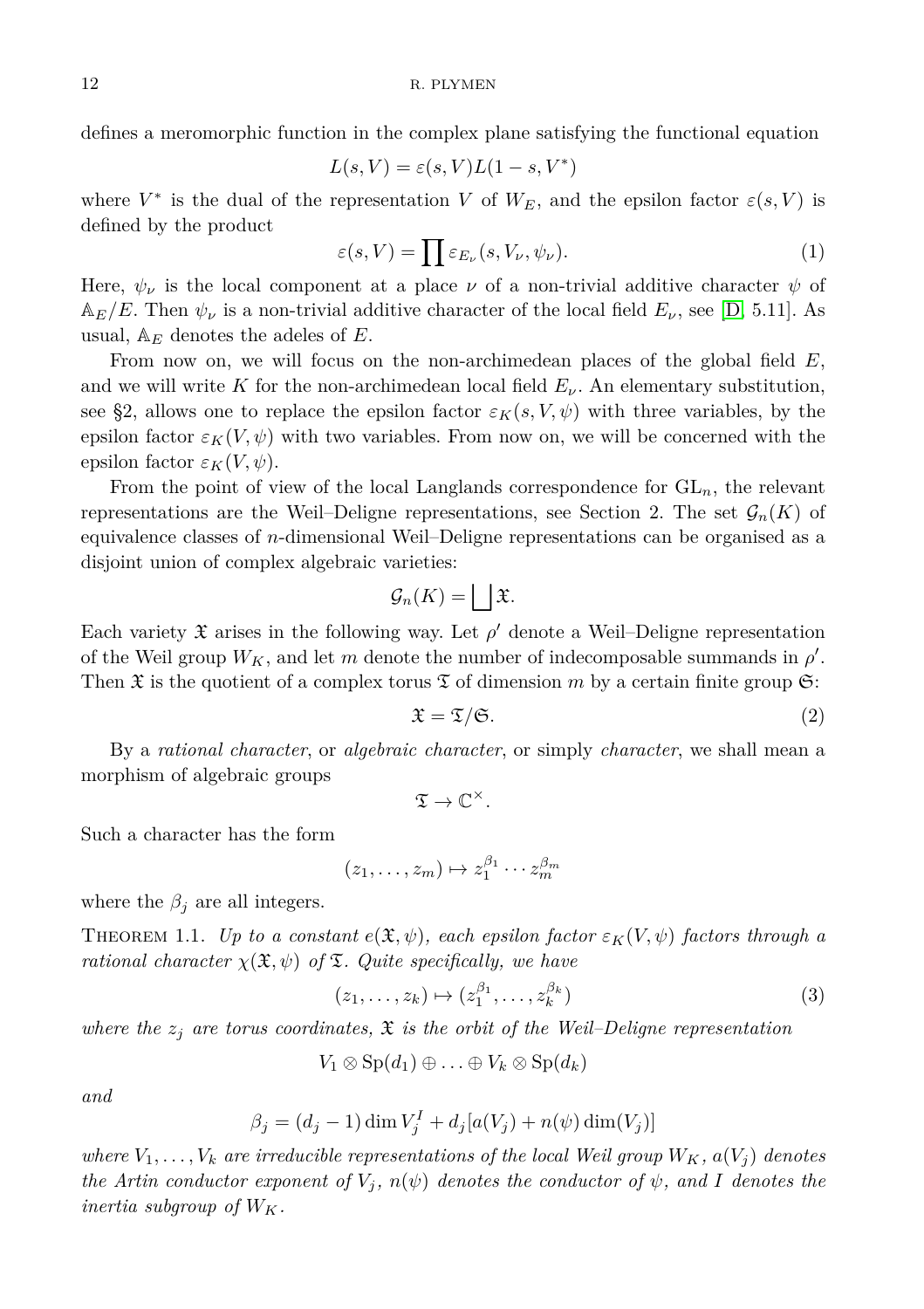defines a meromorphic function in the complex plane satisfying the functional equation

$$L(s, V) = \varepsilon(s, V)L(1 - s, V^*)$$

where $V^*$ is the dual of the representation $V$ of $W_E$, and the epsilon factor $\varepsilon(s, V)$ is defined by the product

$$\varepsilon(s, V) = \prod \varepsilon_{E_\nu}(s, V_\nu, \psi_\nu). \tag{1}$$

Here, $\psi_\nu$ is the local component at a place $\nu$ of a non-trivial additive character $\psi$ of $\mathbb{A}_E/E$. Then $\psi_\nu$ is a non-trivial additive character of the local field $E_\nu$, see [D, 5.11]. As usual, $\mathbb{A}_E$ denotes the adeles of $E$.

From now on, we will focus on the non-archimedean places of the global field $E$, and we will write $K$ for the non-archimedean local field $E_\nu$. An elementary substitution, see §2, allows one to replace the epsilon factor $\varepsilon_K(s, V, \psi)$ with three variables, by the epsilon factor $\varepsilon_K(V, \psi)$ with two variables. From now on, we will be concerned with the epsilon factor $\varepsilon_K(V, \psi)$.

From the point of view of the local Langlands correspondence for $\mathrm{GL}_n$, the relevant representations are the Weil–Deligne representations, see Section 2. The set $\mathcal{G}_n(K)$ of equivalence classes of $n$-dimensional Weil–Deligne representations can be organised as a disjoint union of complex algebraic varieties:

$$\mathcal{G}_n(K) = \bigsqcup \mathfrak{X}.$$

Each variety $\mathfrak{X}$ arises in the following way. Let $\rho'$ denote a Weil–Deligne representation of the Weil group $W_K$, and let $m$ denote the number of indecomposable summands in $\rho'$. Then $\mathfrak{X}$ is the quotient of a complex torus $\mathfrak{T}$ of dimension $m$ by a certain finite group $\mathfrak{S}$:

$$\mathfrak{X} = \mathfrak{T}/\mathfrak{S}. \tag{2}$$

By a *rational character*, or *algebraic character*, or simply *character*, we shall mean a morphism of algebraic groups

$$\mathfrak{T} \to \mathbb{C}^\times.$$

Such a character has the form

$$(z_1, \ldots, z_m) \mapsto z_1^{\beta_1} \cdots z_m^{\beta_m}$$

where the $\beta_j$ are all integers.

THEOREM 1.1. *Up to a constant $e(\mathfrak{X}, \psi)$, each epsilon factor $\varepsilon_K(V, \psi)$ factors through a rational character $\chi(\mathfrak{X}, \psi)$ of $\mathfrak{T}$. Quite specifically, we have*

$$(z_1, \ldots, z_k) \mapsto (z_1^{\beta_1}, \ldots, z_k^{\beta_k}) \tag{3}$$

*where the $z_j$ are torus coordinates, $\mathfrak{X}$ is the orbit of the Weil–Deligne representation*

$$V_1 \otimes \mathrm{Sp}(d_1) \oplus \ldots \oplus V_k \otimes \mathrm{Sp}(d_k)$$

*and*

$$\beta_j = (d_j - 1)\dim V_j^I + d_j[a(V_j) + n(\psi)\dim(V_j)]$$

*where $V_1, \ldots, V_k$ are irreducible representations of the local Weil group $W_K$, $a(V_j)$ denotes the Artin conductor exponent of $V_j$, $n(\psi)$ denotes the conductor of $\psi$, and $I$ denotes the inertia subgroup of $W_K$.*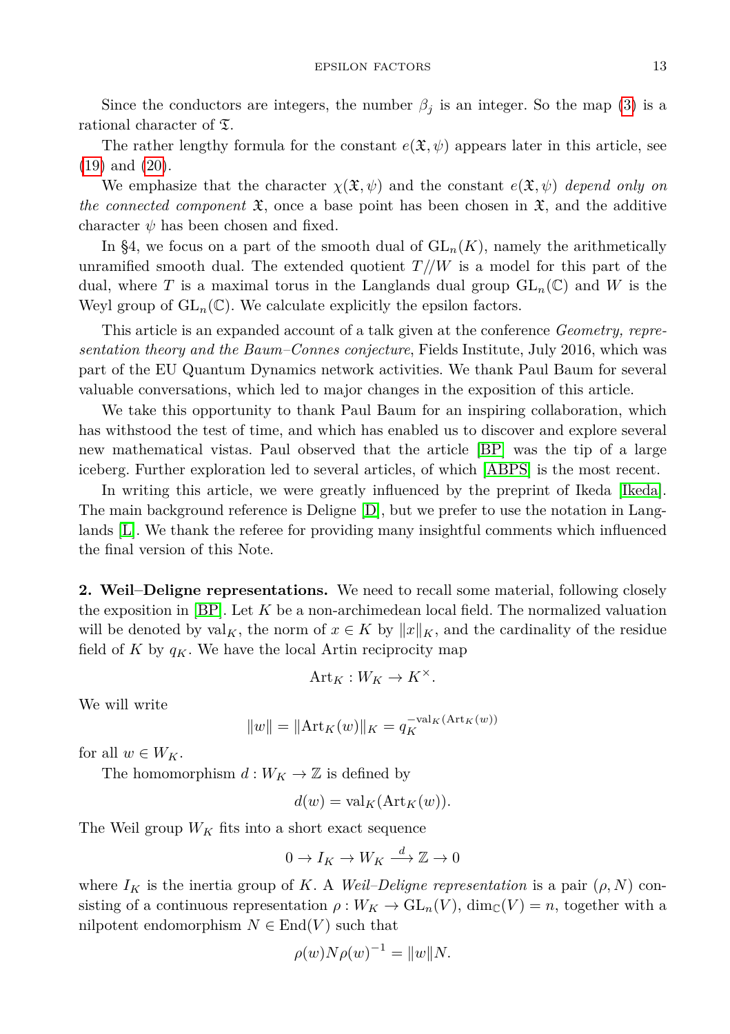Since the conductors are integers, the number $\beta_j$ is an integer. So the map (3) is a rational character of $\mathfrak{T}$.

The rather lengthy formula for the constant $e(\mathfrak{X}, \psi)$ appears later in this article, see (19) and (20).

We emphasize that the character $\chi(\mathfrak{X}, \psi)$ and the constant $e(\mathfrak{X}, \psi)$ *depend only on the connected component* $\mathfrak{X}$, once a base point has been chosen in $\mathfrak{X}$, and the additive character $\psi$ has been chosen and fixed.

In §4, we focus on a part of the smooth dual of $\mathrm{GL}_n(K)$, namely the arithmetically unramified smooth dual. The extended quotient $T/\!/W$ is a model for this part of the dual, where $T$ is a maximal torus in the Langlands dual group $\mathrm{GL}_n(\mathbb{C})$ and $W$ is the Weyl group of $\mathrm{GL}_n(\mathbb{C})$. We calculate explicitly the epsilon factors.

This article is an expanded account of a talk given at the conference *Geometry, representation theory and the Baum–Connes conjecture*, Fields Institute, July 2016, which was part of the EU Quantum Dynamics network activities. We thank Paul Baum for several valuable conversations, which led to major changes in the exposition of this article.

We take this opportunity to thank Paul Baum for an inspiring collaboration, which has withstood the test of time, and which has enabled us to discover and explore several new mathematical vistas. Paul observed that the article [BP] was the tip of a large iceberg. Further exploration led to several articles, of which [ABPS] is the most recent.

In writing this article, we were greatly influenced by the preprint of Ikeda [Ikeda]. The main background reference is Deligne [D], but we prefer to use the notation in Langlands [L]. We thank the referee for providing many insightful comments which influenced the final version of this Note.

**2. Weil–Deligne representations.** We need to recall some material, following closely the exposition in [BP]. Let $K$ be a non-archimedean local field. The normalized valuation will be denoted by $\mathrm{val}_K$, the norm of $x \in K$ by $\|x\|_K$, and the cardinality of the residue field of $K$ by $q_K$. We have the local Artin reciprocity map

$$\mathrm{Art}_K : W_K \to K^\times.$$

We will write

$$\|w\| = \|\mathrm{Art}_K(w)\|_K = q_K^{-\mathrm{val}_K(\mathrm{Art}_K(w))}$$

for all $w \in W_K$.

The homomorphism $d : W_K \to \mathbb{Z}$ is defined by

$$d(w) = \mathrm{val}_K(\mathrm{Art}_K(w)).$$

The Weil group $W_K$ fits into a short exact sequence

$$0 \to I_K \to W_K \xrightarrow{d} \mathbb{Z} \to 0$$

where $I_K$ is the inertia group of $K$. A *Weil–Deligne representation* is a pair $(\rho, N)$ consisting of a continuous representation $\rho : W_K \to \mathrm{GL}_n(V)$, $\dim_{\mathbb{C}}(V) = n$, together with a nilpotent endomorphism $N \in \mathrm{End}(V)$ such that

$$\rho(w) N \rho(w)^{-1} = \|w\| N.$$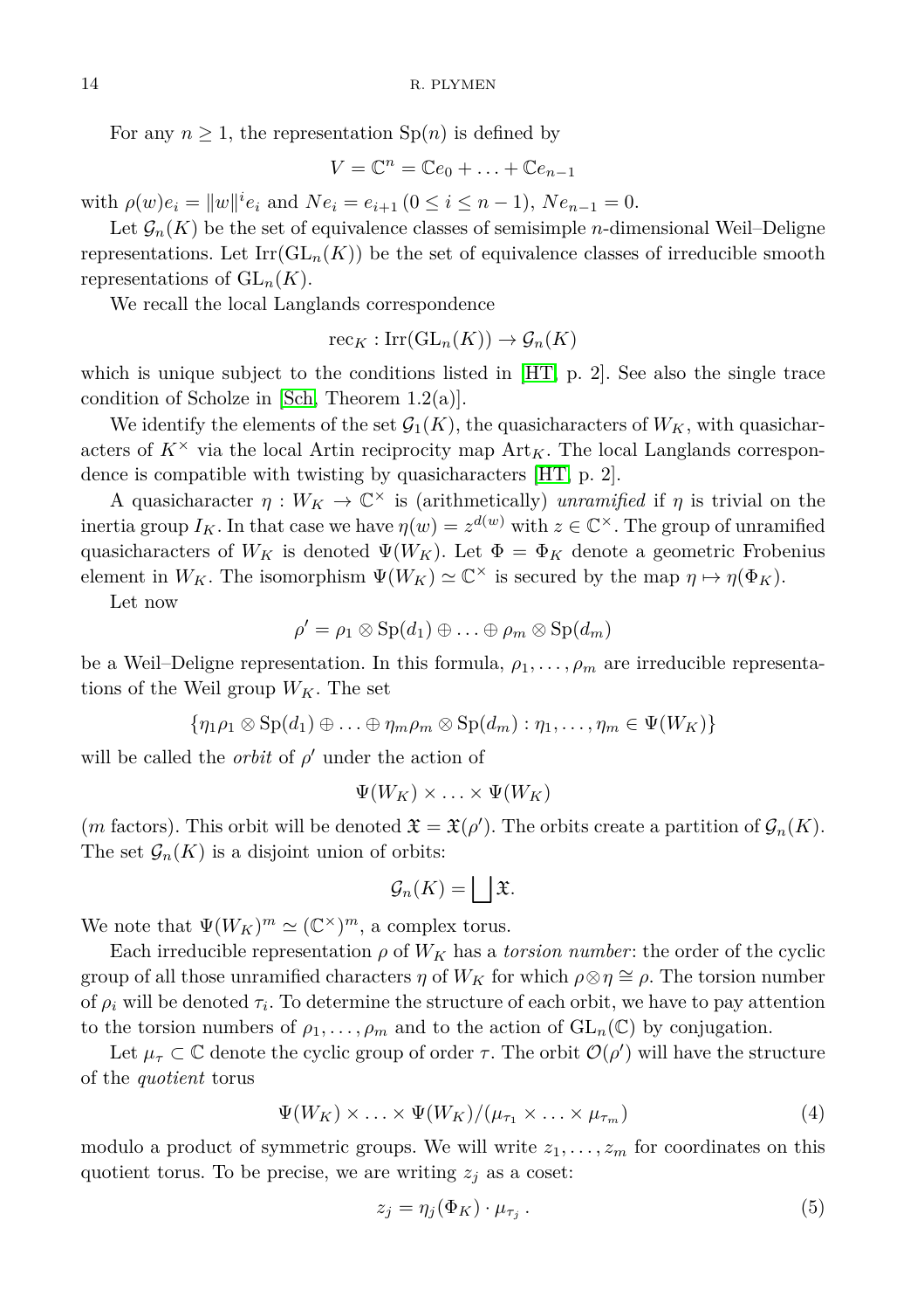For any $n \geq 1$, the representation $\mathrm{Sp}(n)$ is defined by

$$V = \mathbb{C}^n = \mathbb{C}e_0 + \ldots + \mathbb{C}e_{n-1}$$

with $\rho(w)e_i = \|w\|^i e_i$ and $Ne_i = e_{i+1}$ $(0 \leq i \leq n-1)$, $Ne_{n-1} = 0$.

Let $\mathcal{G}_n(K)$ be the set of equivalence classes of semisimple $n$-dimensional Weil–Deligne representations. Let $\mathrm{Irr}(\mathrm{GL}_n(K))$ be the set of equivalence classes of irreducible smooth representations of $\mathrm{GL}_n(K)$.

We recall the local Langlands correspondence

$$\mathrm{rec}_K : \mathrm{Irr}(\mathrm{GL}_n(K)) \to \mathcal{G}_n(K)$$

which is unique subject to the conditions listed in [HT, p. 2]. See also the single trace condition of Scholze in [Sch, Theorem 1.2(a)].

We identify the elements of the set $\mathcal{G}_1(K)$, the quasicharacters of $W_K$, with quasicharacters of $K^\times$ via the local Artin reciprocity map $\mathrm{Art}_K$. The local Langlands correspondence is compatible with twisting by quasicharacters [HT, p. 2].

A quasicharacter $\eta : W_K \to \mathbb{C}^\times$ is (arithmetically) *unramified* if $\eta$ is trivial on the inertia group $I_K$. In that case we have $\eta(w) = z^{d(w)}$ with $z \in \mathbb{C}^\times$. The group of unramified quasicharacters of $W_K$ is denoted $\Psi(W_K)$. Let $\Phi = \Phi_K$ denote a geometric Frobenius element in $W_K$. The isomorphism $\Psi(W_K) \simeq \mathbb{C}^\times$ is secured by the map $\eta \mapsto \eta(\Phi_K)$.

Let now

$$\rho' = \rho_1 \otimes \mathrm{Sp}(d_1) \oplus \ldots \oplus \rho_m \otimes \mathrm{Sp}(d_m)$$

be a Weil–Deligne representation. In this formula, $\rho_1, \ldots, \rho_m$ are irreducible representations of the Weil group $W_K$. The set

$$\{\eta_1\rho_1 \otimes \mathrm{Sp}(d_1) \oplus \ldots \oplus \eta_m\rho_m \otimes \mathrm{Sp}(d_m) : \eta_1, \ldots, \eta_m \in \Psi(W_K)\}$$

will be called the *orbit* of $\rho'$ under the action of

$$\Psi(W_K) \times \ldots \times \Psi(W_K)$$

($m$ factors). This orbit will be denoted $\mathfrak{X} = \mathfrak{X}(\rho')$. The orbits create a partition of $\mathcal{G}_n(K)$. The set $\mathcal{G}_n(K)$ is a disjoint union of orbits:

$$\mathcal{G}_n(K) = \bigsqcup \mathfrak{X}.$$

We note that $\Psi(W_K)^m \simeq (\mathbb{C}^\times)^m$, a complex torus.

Each irreducible representation $\rho$ of $W_K$ has a *torsion number*: the order of the cyclic group of all those unramified characters $\eta$ of $W_K$ for which $\rho \otimes \eta \cong \rho$. The torsion number of $\rho_i$ will be denoted $\tau_i$. To determine the structure of each orbit, we have to pay attention to the torsion numbers of $\rho_1, \ldots, \rho_m$ and to the action of $\mathrm{GL}_n(\mathbb{C})$ by conjugation.

Let $\mu_\tau \subset \mathbb{C}$ denote the cyclic group of order $\tau$. The orbit $\mathcal{O}(\rho')$ will have the structure of the *quotient* torus

$$\Psi(W_K) \times \ldots \times \Psi(W_K)/(\mu_{\tau_1} \times \ldots \times \mu_{\tau_m}) \tag{4}$$

modulo a product of symmetric groups. We will write $z_1, \ldots, z_m$ for coordinates on this quotient torus. To be precise, we are writing $z_j$ as a coset:

$$z_j = \eta_j(\Phi_K) \cdot \mu_{\tau_j} \,. \tag{5}$$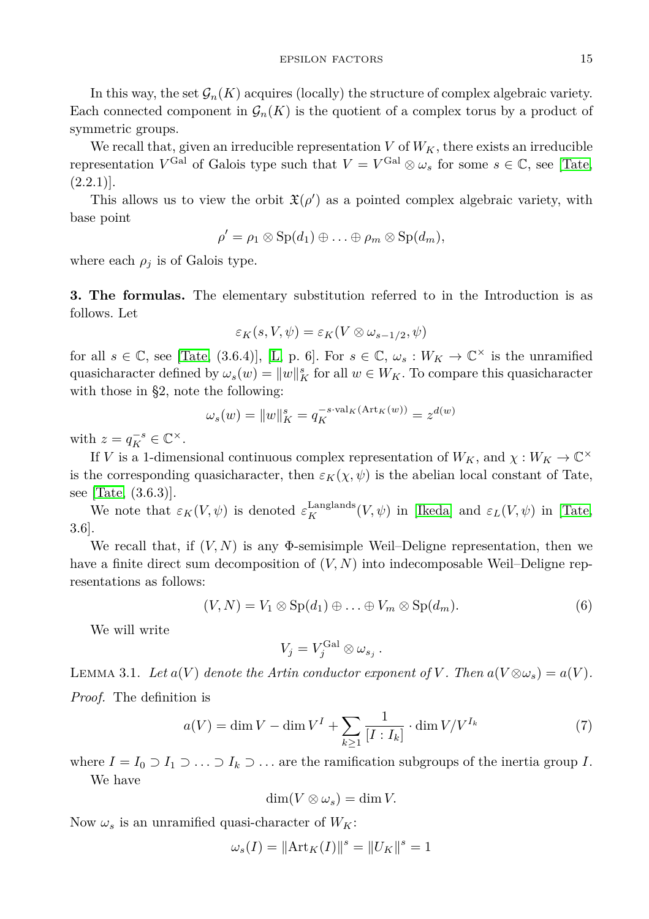In this way, the set $\mathcal{G}_n(K)$ acquires (locally) the structure of complex algebraic variety. Each connected component in $\mathcal{G}_n(K)$ is the quotient of a complex torus by a product of symmetric groups.

We recall that, given an irreducible representation $V$ of $W_K$, there exists an irreducible representation $V^{\mathrm{Gal}}$ of Galois type such that $V = V^{\mathrm{Gal}} \otimes \omega_s$ for some $s \in \mathbb{C}$, see [Tate, (2.2.1)].

This allows us to view the orbit $\mathfrak{X}(\rho')$ as a pointed complex algebraic variety, with base point

$$\rho' = \rho_1 \otimes \mathrm{Sp}(d_1) \oplus \ldots \oplus \rho_m \otimes \mathrm{Sp}(d_m),$$

where each $\rho_j$ is of Galois type.

**3. The formulas.** The elementary substitution referred to in the Introduction is as follows. Let

$$\varepsilon_K(s, V, \psi) = \varepsilon_K(V \otimes \omega_{s-1/2}, \psi)$$

for all $s \in \mathbb{C}$, see [Tate, (3.6.4)], [L, p. 6]. For $s \in \mathbb{C}$, $\omega_s : W_K \to \mathbb{C}^\times$ is the unramified quasicharacter defined by $\omega_s(w) = \|w\|_K^s$ for all $w \in W_K$. To compare this quasicharacter with those in §2, note the following:

$$\omega_s(w) = \|w\|_K^s = q_K^{-s \cdot \mathrm{val}_K(\mathrm{Art}_K(w))} = z^{d(w)}$$

with $z = q_K^{-s} \in \mathbb{C}^\times$.

If $V$ is a 1-dimensional continuous complex representation of $W_K$, and $\chi : W_K \to \mathbb{C}^\times$ is the corresponding quasicharacter, then $\varepsilon_K(\chi, \psi)$ is the abelian local constant of Tate, see [Tate, (3.6.3)].

We note that $\varepsilon_K(V, \psi)$ is denoted $\varepsilon_K^{\mathrm{Langlands}}(V, \psi)$ in [Ikeda] and $\varepsilon_L(V, \psi)$ in [Tate, 3.6].

We recall that, if $(V, N)$ is any $\Phi$-semisimple Weil–Deligne representation, then we have a finite direct sum decomposition of $(V, N)$ into indecomposable Weil–Deligne representations as follows:

$$(V, N) = V_1 \otimes \mathrm{Sp}(d_1) \oplus \ldots \oplus V_m \otimes \mathrm{Sp}(d_m). \tag{6}$$

We will write

$$V_j = V_j^{\mathrm{Gal}} \otimes \omega_{s_j}.$$

LEMMA 3.1. *Let $a(V)$ denote the Artin conductor exponent of $V$. Then $a(V \otimes \omega_s) = a(V)$.*

*Proof.* The definition is

$$a(V) = \dim V - \dim V^I + \sum_{k \geq 1} \frac{1}{[I : I_k]} \cdot \dim V/V^{I_k} \tag{7}$$

where $I = I_0 \supset I_1 \supset \ldots \supset I_k \supset \ldots$ are the ramification subgroups of the inertia group $I$.

We have

$$\dim(V \otimes \omega_s) = \dim V.$$

Now $\omega_s$ is an unramified quasi-character of $W_K$:

$$\omega_s(I) = \|\mathrm{Art}_K(I)\|^s = \|U_K\|^s = 1$$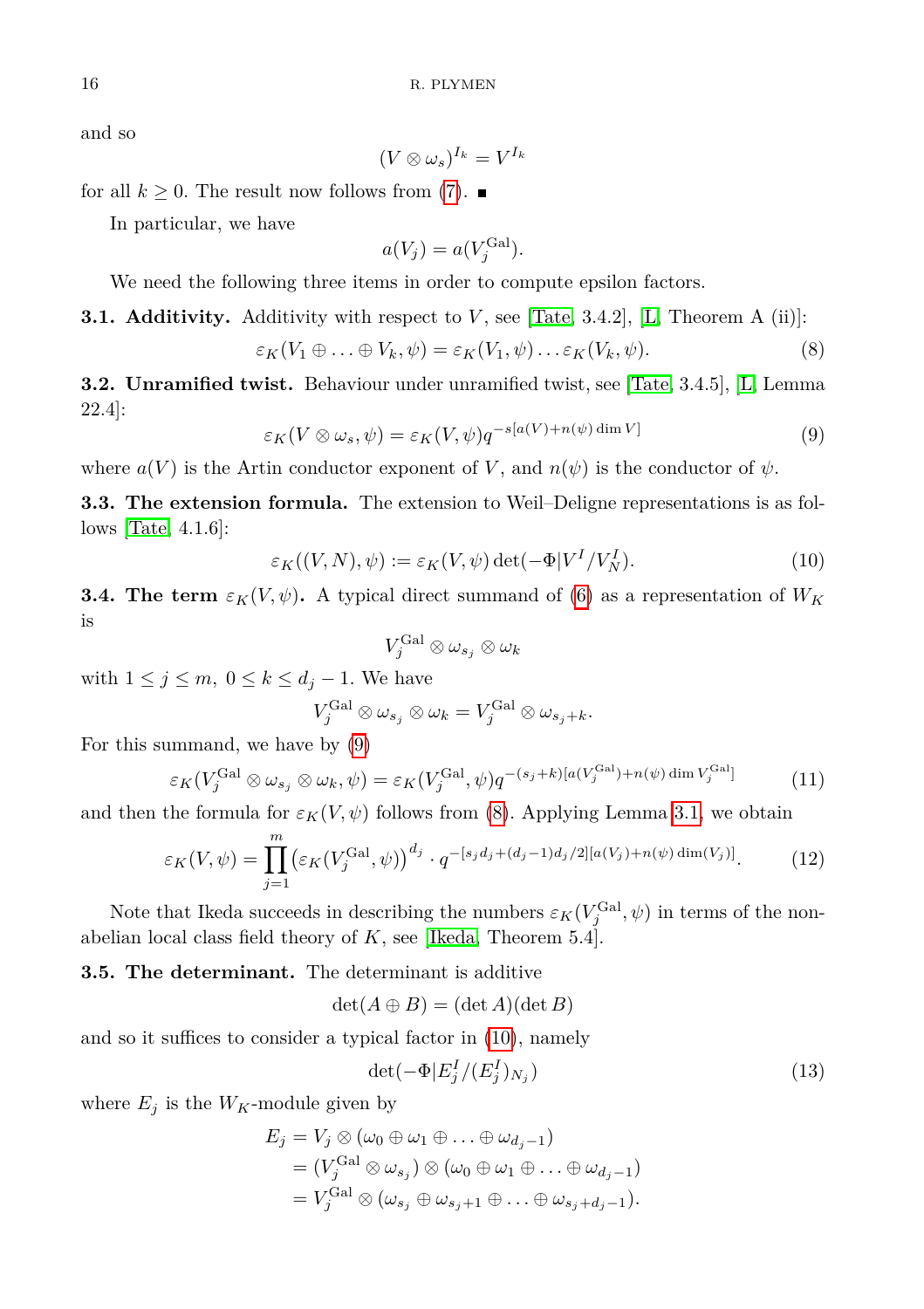and so

$$(V \otimes \omega_s)^{I_k} = V^{I_k}$$

for all $k \geq 0$. The result now follows from (7). ∎

In particular, we have

$$a(V_j) = a(V_j^{\mathrm{Gal}}).$$

We need the following three items in order to compute epsilon factors.

**3.1. Additivity.** Additivity with respect to $V$, see [Tate, 3.4.2], [L, Theorem A (ii)]:

$$\varepsilon_K(V_1 \oplus \ldots \oplus V_k, \psi) = \varepsilon_K(V_1, \psi) \ldots \varepsilon_K(V_k, \psi). \tag{8}$$

**3.2. Unramified twist.** Behaviour under unramified twist, see [Tate, 3.4.5], [L, Lemma 22.4]:

$$\varepsilon_K(V \otimes \omega_s, \psi) = \varepsilon_K(V, \psi) q^{-s[a(V)+n(\psi)\dim V]} \tag{9}$$

where $a(V)$ is the Artin conductor exponent of $V$, and $n(\psi)$ is the conductor of $\psi$.

**3.3. The extension formula.** The extension to Weil–Deligne representations is as follows [Tate, 4.1.6]:

$$\varepsilon_K((V,N), \psi) := \varepsilon_K(V, \psi) \det(-\Phi | V^I / V_N^I). \tag{10}$$

**3.4. The term $\varepsilon_K(V, \psi)$.** A typical direct summand of (6) as a representation of $W_K$ is

$$V_j^{\mathrm{Gal}} \otimes \omega_{s_j} \otimes \omega_k$$

with $1 \leq j \leq m$, $0 \leq k \leq d_j - 1$. We have

$$V_j^{\mathrm{Gal}} \otimes \omega_{s_j} \otimes \omega_k = V_j^{\mathrm{Gal}} \otimes \omega_{s_j + k}.$$

For this summand, we have by (9)

$$\varepsilon_K(V_j^{\mathrm{Gal}} \otimes \omega_{s_j} \otimes \omega_k, \psi) = \varepsilon_K(V_j^{\mathrm{Gal}}, \psi) q^{-(s_j+k)[a(V_j^{\mathrm{Gal}})+n(\psi)\dim V_j^{\mathrm{Gal}}]} \tag{11}$$

and then the formula for $\varepsilon_K(V, \psi)$ follows from (8). Applying Lemma 3.1, we obtain

$$\varepsilon_K(V, \psi) = \prod_{j=1}^{m} \left(\varepsilon_K(V_j^{\mathrm{Gal}}, \psi)\right)^{d_j} \cdot q^{-[s_j d_j + (d_j - 1)d_j/2][a(V_j) + n(\psi)\dim(V_j)]}. \tag{12}$$

Note that Ikeda succeeds in describing the numbers $\varepsilon_K(V_j^{\mathrm{Gal}}, \psi)$ in terms of the non-abelian local class field theory of $K$, see [Ikeda, Theorem 5.4].

**3.5. The determinant.** The determinant is additive

$$\det(A \oplus B) = (\det A)(\det B)$$

and so it suffices to consider a typical factor in (10), namely

$$\det(-\Phi | E_j^I / (E_j^I)_{N_j}) \tag{13}$$

where $E_j$ is the $W_K$-module given by

$$\begin{aligned} E_j &= V_j \otimes (\omega_0 \oplus \omega_1 \oplus \ldots \oplus \omega_{d_j - 1}) \\ &= (V_j^{\mathrm{Gal}} \otimes \omega_{s_j}) \otimes (\omega_0 \oplus \omega_1 \oplus \ldots \oplus \omega_{d_j - 1}) \\ &= V_j^{\mathrm{Gal}} \otimes (\omega_{s_j} \oplus \omega_{s_j + 1} \oplus \ldots \oplus \omega_{s_j + d_j - 1}). \end{aligned}$$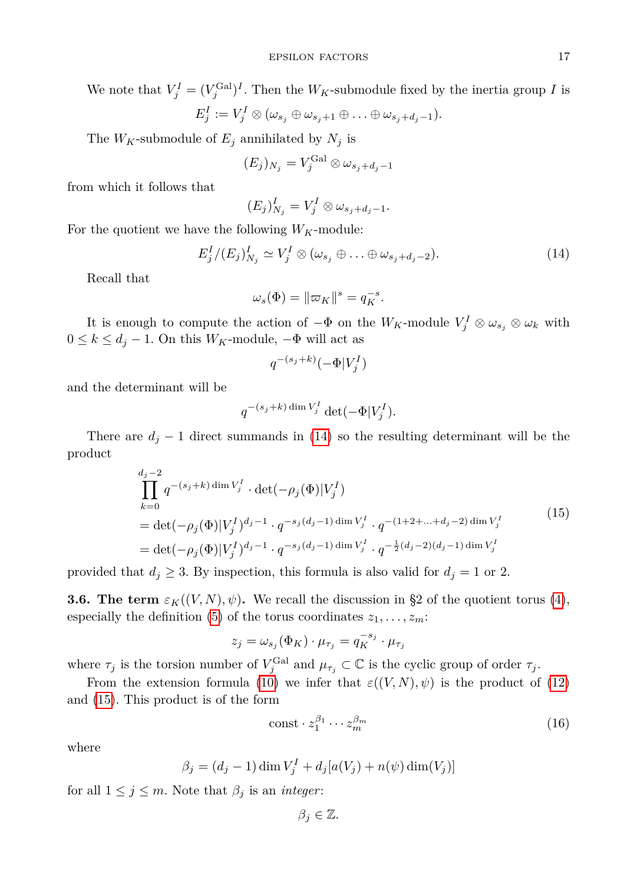We note that $V_j^I = (V_j^{\mathrm{Gal}})^I$. Then the $W_K$-submodule fixed by the inertia group $I$ is

$$E_j^I := V_j^I \otimes (\omega_{s_j} \oplus \omega_{s_j+1} \oplus \ldots \oplus \omega_{s_j+d_j-1}).$$

The $W_K$-submodule of $E_j$ annihilated by $N_j$ is

$$(E_j)_{N_j} = V_j^{\mathrm{Gal}} \otimes \omega_{s_j+d_j-1}$$

from which it follows that

$$(E_j)_{N_j}^I = V_j^I \otimes \omega_{s_j+d_j-1}.$$

For the quotient we have the following $W_K$-module:

$$E_j^I/(E_j)_{N_j}^I \simeq V_j^I \otimes (\omega_{s_j} \oplus \ldots \oplus \omega_{s_j+d_j-2}). \tag{14}$$

Recall that

$$\omega_s(\Phi) = \|\varpi_K\|^s = q_K^{-s}.$$

It is enough to compute the action of $-\Phi$ on the $W_K$-module $V_j^I \otimes \omega_{s_j} \otimes \omega_k$ with $0 \le k \le d_j - 1$. On this $W_K$-module, $-\Phi$ will act as

$$q^{-(s_j+k)}(-\Phi|V_j^I)$$

and the determinant will be

$$q^{-(s_j+k)\dim V_j^I} \det(-\Phi|V_j^I).$$

There are $d_j - 1$ direct summands in (14) so the resulting determinant will be the product

$$\begin{aligned}
&\prod_{k=0}^{d_j-2} q^{-(s_j+k)\dim V_j^I} \cdot \det(-\rho_j(\Phi)|V_j^I) \\
&= \det(-\rho_j(\Phi)|V_j^I)^{d_j-1} \cdot q^{-s_j(d_j-1)\dim V_j^I} \cdot q^{-(1+2+\ldots+d_j-2)\dim V_j^I} \\
&= \det(-\rho_j(\Phi)|V_j^I)^{d_j-1} \cdot q^{-s_j(d_j-1)\dim V_j^I} \cdot q^{-\frac{1}{2}(d_j-2)(d_j-1)\dim V_j^I}
\end{aligned} \tag{15}$$

provided that $d_j \ge 3$. By inspection, this formula is also valid for $d_j = 1$ or 2.

**3.6. The term $\varepsilon_K((V,N),\psi)$.** We recall the discussion in §2 of the quotient torus (4), especially the definition (5) of the torus coordinates $z_1, \ldots, z_m$:

$$z_j = \omega_{s_j}(\Phi_K) \cdot \mu_{\tau_j} = q_K^{-s_j} \cdot \mu_{\tau_j}$$

where $\tau_j$ is the torsion number of $V_j^{\mathrm{Gal}}$ and $\mu_{\tau_j} \subset \mathbb{C}$ is the cyclic group of order $\tau_j$.

From the extension formula (10) we infer that $\varepsilon((V,N),\psi)$ is the product of (12) and (15). This product is of the form

$$\mathrm{const} \cdot z_1^{\beta_1} \cdots z_m^{\beta_m} \tag{16}$$

where

$$\beta_j = (d_j - 1)\dim V_j^I + d_j[a(V_j) + n(\psi)\dim(V_j)]$$

for all $1 \le j \le m$. Note that $\beta_j$ is an *integer*:

$$\beta_j \in \mathbb{Z}.$$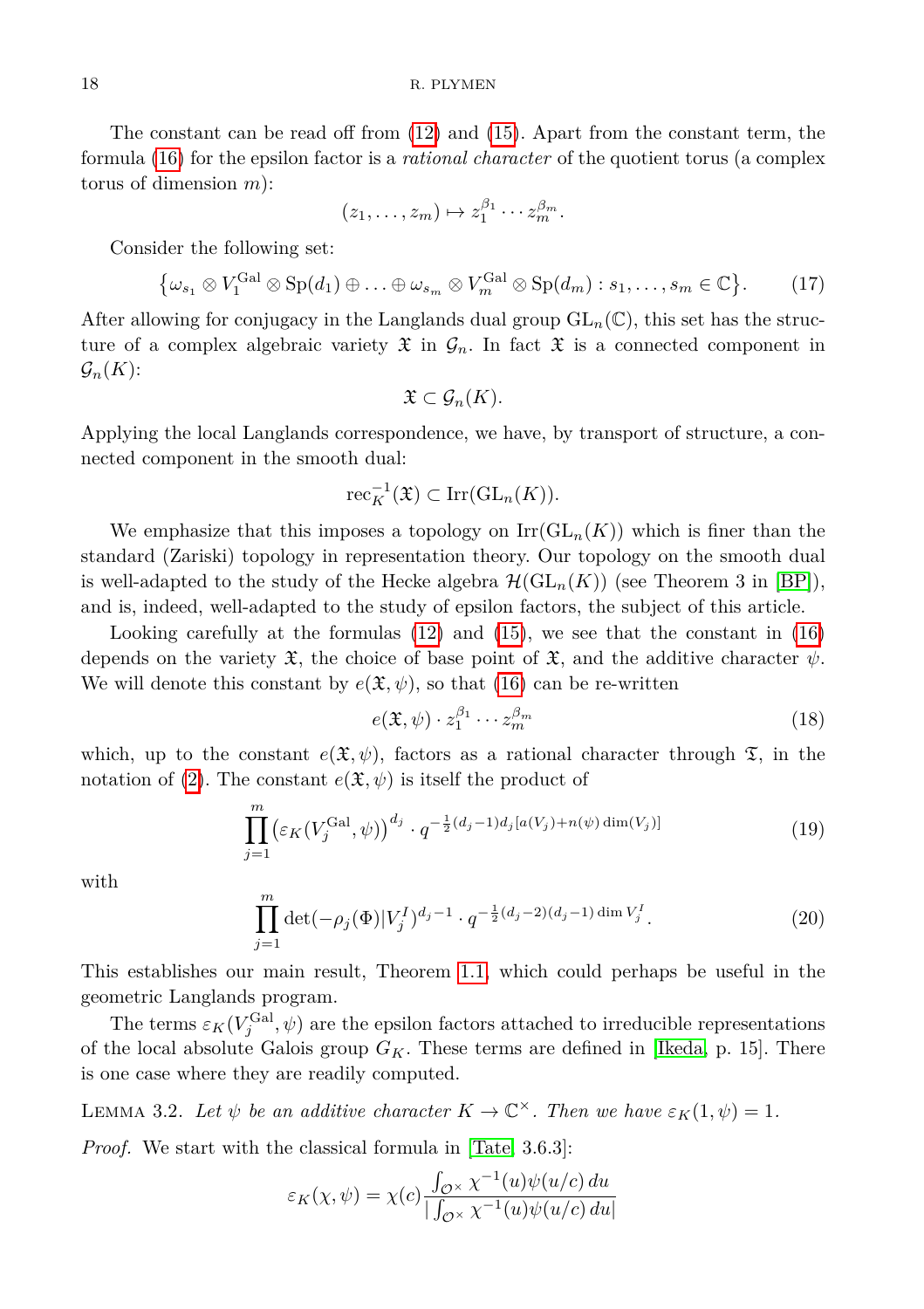The constant can be read off from (12) and (15). Apart from the constant term, the formula (16) for the epsilon factor is a *rational character* of the quotient torus (a complex torus of dimension $m$):

$$(z_1, \ldots, z_m) \mapsto z_1^{\beta_1} \cdots z_m^{\beta_m}.$$

Consider the following set:

$$\left\{ \omega_{s_1} \otimes V_1^{\mathrm{Gal}} \otimes \mathrm{Sp}(d_1) \oplus \ldots \oplus \omega_{s_m} \otimes V_m^{\mathrm{Gal}} \otimes \mathrm{Sp}(d_m) : s_1, \ldots, s_m \in \mathbb{C} \right\}. \tag{17}$$

After allowing for conjugacy in the Langlands dual group $\mathrm{GL}_n(\mathbb{C})$, this set has the structure of a complex algebraic variety $\mathfrak{X}$ in $\mathcal{G}_n$. In fact $\mathfrak{X}$ is a connected component in $\mathcal{G}_n(K)$:

$$\mathfrak{X} \subset \mathcal{G}_n(K).$$

Applying the local Langlands correspondence, we have, by transport of structure, a connected component in the smooth dual:

$$\mathrm{rec}_K^{-1}(\mathfrak{X}) \subset \mathrm{Irr}(\mathrm{GL}_n(K)).$$

We emphasize that this imposes a topology on $\mathrm{Irr}(\mathrm{GL}_n(K))$ which is finer than the standard (Zariski) topology in representation theory. Our topology on the smooth dual is well-adapted to the study of the Hecke algebra $\mathcal{H}(\mathrm{GL}_n(K))$ (see Theorem 3 in [BP]), and is, indeed, well-adapted to the study of epsilon factors, the subject of this article.

Looking carefully at the formulas (12) and (15), we see that the constant in (16) depends on the variety $\mathfrak{X}$, the choice of base point of $\mathfrak{X}$, and the additive character $\psi$. We will denote this constant by $e(\mathfrak{X}, \psi)$, so that (16) can be re-written

$$e(\mathfrak{X}, \psi) \cdot z_1^{\beta_1} \cdots z_m^{\beta_m} \tag{18}$$

which, up to the constant $e(\mathfrak{X}, \psi)$, factors as a rational character through $\mathfrak{T}$, in the notation of (2). The constant $e(\mathfrak{X}, \psi)$ is itself the product of

$$\prod_{j=1}^{m} \left( \varepsilon_K(V_j^{\mathrm{Gal}}, \psi) \right)^{d_j} \cdot q^{-\frac{1}{2}(d_j - 1) d_j [a(V_j) + n(\psi) \dim(V_j)]} \tag{19}$$

with

$$\prod_{j=1}^{m} \det(-\rho_j(\Phi) | V_j^I)^{d_j - 1} \cdot q^{-\frac{1}{2}(d_j - 2)(d_j - 1) \dim V_j^I}. \tag{20}$$

This establishes our main result, Theorem 1.1, which could perhaps be useful in the geometric Langlands program.

The terms $\varepsilon_K(V_j^{\mathrm{Gal}}, \psi)$ are the epsilon factors attached to irreducible representations of the local absolute Galois group $G_K$. These terms are defined in [Ikeda, p. 15]. There is one case where they are readily computed.

LEMMA 3.2. *Let $\psi$ be an additive character $K \to \mathbb{C}^\times$. Then we have $\varepsilon_K(1, \psi) = 1$.*

*Proof.* We start with the classical formula in [Tate, 3.6.3]:

$$\varepsilon_K(\chi, \psi) = \chi(c) \frac{\int_{\mathcal{O}^\times} \chi^{-1}(u) \psi(u/c)\, du}{\left| \int_{\mathcal{O}^\times} \chi^{-1}(u) \psi(u/c)\, du \right|}$$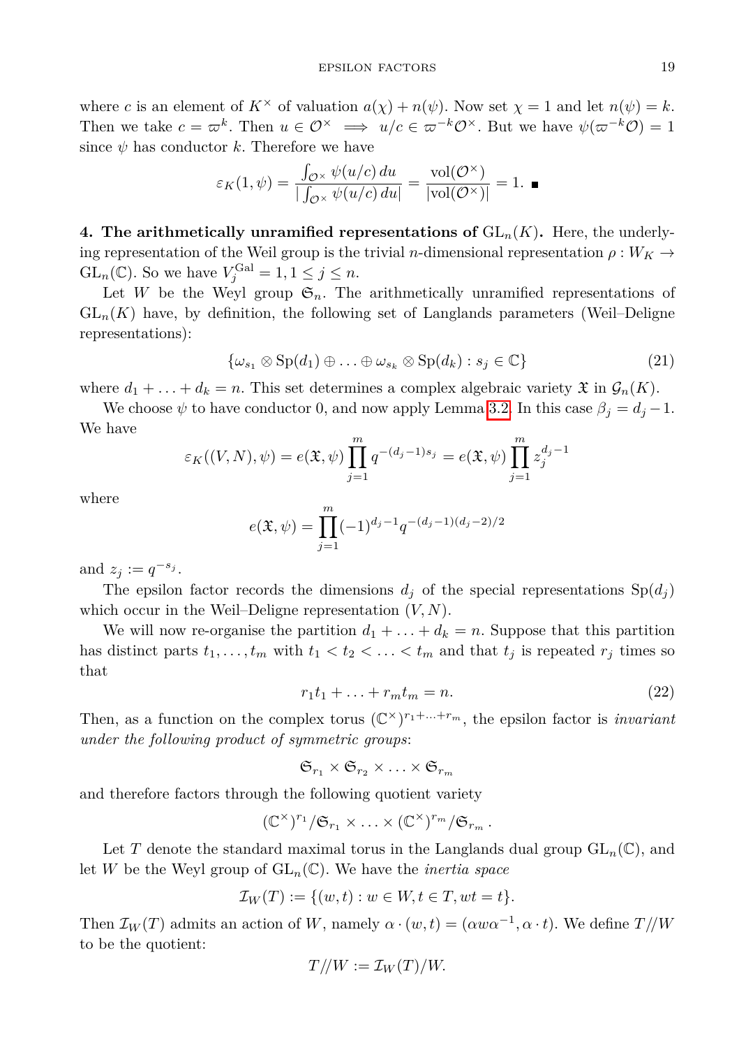where $c$ is an element of $K^\times$ of valuation $a(\chi) + n(\psi)$. Now set $\chi = 1$ and let $n(\psi) = k$. Then we take $c = \varpi^k$. Then $u \in \mathcal{O}^\times \implies u/c \in \varpi^{-k}\mathcal{O}^\times$. But we have $\psi(\varpi^{-k}\mathcal{O}) = 1$ since $\psi$ has conductor $k$. Therefore we have

$$\varepsilon_K(1, \psi) = \frac{\int_{\mathcal{O}^\times} \psi(u/c)\, du}{|\int_{\mathcal{O}^\times} \psi(u/c)\, du|} = \frac{\mathrm{vol}(\mathcal{O}^\times)}{|\mathrm{vol}(\mathcal{O}^\times)|} = 1. \blacksquare$$

**4. The arithmetically unramified representations of $\mathrm{GL}_n(K)$.** Here, the underlying representation of the Weil group is the trivial $n$-dimensional representation $\rho : W_K \to \mathrm{GL}_n(\mathbb{C})$. So we have $V_j^{\mathrm{Gal}} = 1, 1 \leq j \leq n$.

Let $W$ be the Weyl group $\mathfrak{S}_n$. The arithmetically unramified representations of $\mathrm{GL}_n(K)$ have, by definition, the following set of Langlands parameters (Weil–Deligne representations):

$$\{\omega_{s_1} \otimes \mathrm{Sp}(d_1) \oplus \ldots \oplus \omega_{s_k} \otimes \mathrm{Sp}(d_k) : s_j \in \mathbb{C}\} \tag{21}$$

where $d_1 + \ldots + d_k = n$. This set determines a complex algebraic variety $\mathfrak{X}$ in $\mathcal{G}_n(K)$.

We choose $\psi$ to have conductor 0, and now apply Lemma 3.2. In this case $\beta_j = d_j - 1$. We have

$$\varepsilon_K((V, N), \psi) = e(\mathfrak{X}, \psi) \prod_{j=1}^{m} q^{-(d_j - 1)s_j} = e(\mathfrak{X}, \psi) \prod_{j=1}^{m} z_j^{d_j - 1}$$

where

$$e(\mathfrak{X}, \psi) = \prod_{j=1}^{m} (-1)^{d_j - 1} q^{-(d_j - 1)(d_j - 2)/2}$$

and $z_j := q^{-s_j}$.

The epsilon factor records the dimensions $d_j$ of the special representations $\mathrm{Sp}(d_j)$ which occur in the Weil–Deligne representation $(V, N)$.

We will now re-organise the partition $d_1 + \ldots + d_k = n$. Suppose that this partition has distinct parts $t_1, \ldots, t_m$ with $t_1 < t_2 < \ldots < t_m$ and that $t_j$ is repeated $r_j$ times so that

$$r_1 t_1 + \ldots + r_m t_m = n. \tag{22}$$

Then, as a function on the complex torus $(\mathbb{C}^\times)^{r_1 + \ldots + r_m}$, the epsilon factor is *invariant under the following product of symmetric groups*:

$$\mathfrak{S}_{r_1} \times \mathfrak{S}_{r_2} \times \ldots \times \mathfrak{S}_{r_m}$$

and therefore factors through the following quotient variety

$$(\mathbb{C}^\times)^{r_1}/\mathfrak{S}_{r_1} \times \ldots \times (\mathbb{C}^\times)^{r_m}/\mathfrak{S}_{r_m}.$$

Let $T$ denote the standard maximal torus in the Langlands dual group $\mathrm{GL}_n(\mathbb{C})$, and let $W$ be the Weyl group of $\mathrm{GL}_n(\mathbb{C})$. We have the *inertia space*

$$\mathcal{I}_W(T) := \{(w, t) : w \in W, t \in T, wt = t\}.$$

Then $\mathcal{I}_W(T)$ admits an action of $W$, namely $\alpha \cdot (w, t) = (\alpha w \alpha^{-1}, \alpha \cdot t)$. We define $T/\!/W$ to be the quotient:

$$T/\!/W := \mathcal{I}_W(T)/W.$$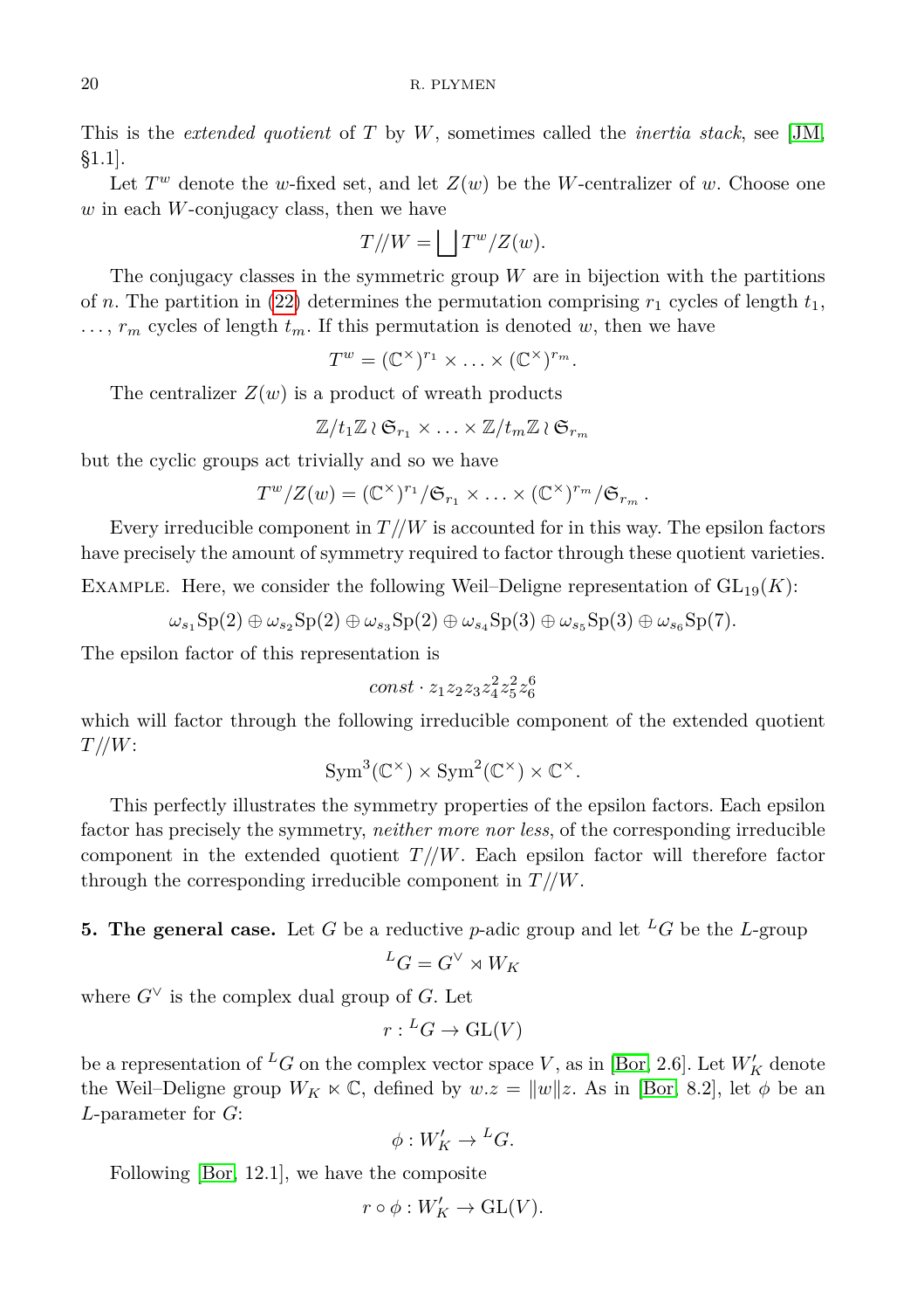This is the *extended quotient* of $T$ by $W$, sometimes called the *inertia stack*, see [JM, §1.1].

Let $T^w$ denote the $w$-fixed set, and let $Z(w)$ be the $W$-centralizer of $w$. Choose one $w$ in each $W$-conjugacy class, then we have

$$T//W = \bigsqcup T^w/Z(w).$$

The conjugacy classes in the symmetric group $W$ are in bijection with the partitions of $n$. The partition in (22) determines the permutation comprising $r_1$ cycles of length $t_1$, $\ldots$, $r_m$ cycles of length $t_m$. If this permutation is denoted $w$, then we have

$$T^w = (\mathbb{C}^\times)^{r_1} \times \ldots \times (\mathbb{C}^\times)^{r_m}.$$

The centralizer $Z(w)$ is a product of wreath products

$$\mathbb{Z}/t_1\mathbb{Z} \wr \mathfrak{S}_{r_1} \times \ldots \times \mathbb{Z}/t_m\mathbb{Z} \wr \mathfrak{S}_{r_m}$$

but the cyclic groups act trivially and so we have

$$T^w/Z(w) = (\mathbb{C}^\times)^{r_1}/\mathfrak{S}_{r_1} \times \ldots \times (\mathbb{C}^\times)^{r_m}/\mathfrak{S}_{r_m}.$$

Every irreducible component in $T//W$ is accounted for in this way. The epsilon factors have precisely the amount of symmetry required to factor through these quotient varieties.

Example. Here, we consider the following Weil–Deligne representation of $\mathrm{GL}_{19}(K)$:

$$\omega_{s_1}\mathrm{Sp}(2) \oplus \omega_{s_2}\mathrm{Sp}(2) \oplus \omega_{s_3}\mathrm{Sp}(2) \oplus \omega_{s_4}\mathrm{Sp}(3) \oplus \omega_{s_5}\mathrm{Sp}(3) \oplus \omega_{s_6}\mathrm{Sp}(7).$$

The epsilon factor of this representation is

$$const \cdot z_1 z_2 z_3 z_4^2 z_5^2 z_6^6$$

which will factor through the following irreducible component of the extended quotient $T//W$:

$$\mathrm{Sym}^3(\mathbb{C}^\times) \times \mathrm{Sym}^2(\mathbb{C}^\times) \times \mathbb{C}^\times.$$

This perfectly illustrates the symmetry properties of the epsilon factors. Each epsilon factor has precisely the symmetry, *neither more nor less*, of the corresponding irreducible component in the extended quotient $T//W$. Each epsilon factor will therefore factor through the corresponding irreducible component in $T//W$.

**5. The general case.** Let $G$ be a reductive $p$-adic group and let ${}^LG$ be the $L$-group

$${}^LG = G^\vee \rtimes W_K$$

where $G^\vee$ is the complex dual group of $G$. Let

$$r : {}^LG \to \mathrm{GL}(V)$$

be a representation of ${}^LG$ on the complex vector space $V$, as in [Bor, 2.6]. Let $W'_K$ denote the Weil–Deligne group $W_K \ltimes \mathbb{C}$, defined by $w.z = \|w\|z$. As in [Bor, 8.2], let $\phi$ be an $L$-parameter for $G$:

$$\phi : W'_K \to {}^LG.$$

Following [Bor, 12.1], we have the composite

$$r \circ \phi : W'_K \to \mathrm{GL}(V).$$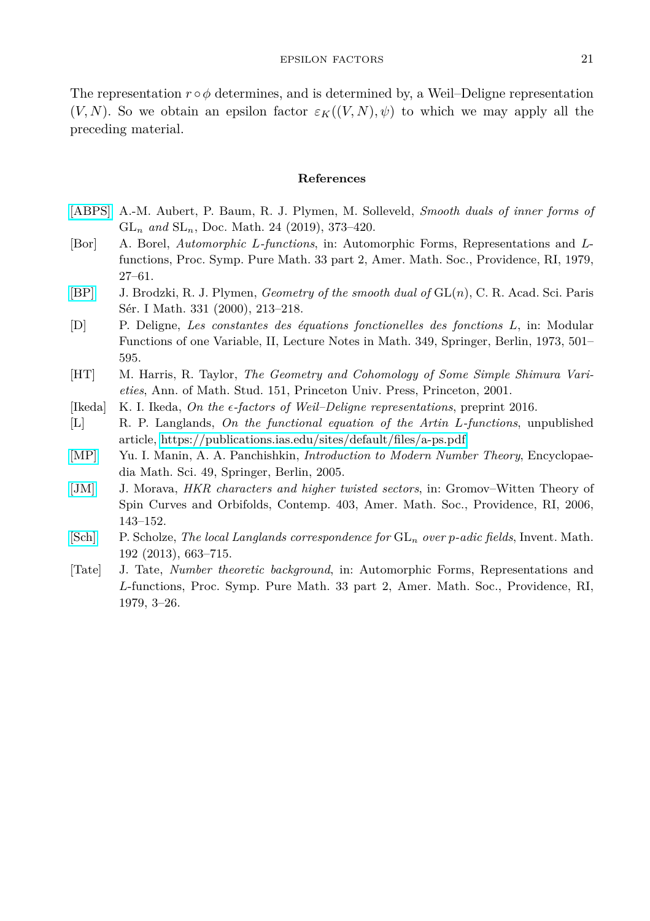The representation $r \circ \phi$ determines, and is determined by, a Weil–Deligne representation $(V, N)$. So we obtain an epsilon factor $\varepsilon_K((V,N),\psi)$ to which we may apply all the preceding material.

## References

[ABPS] A.-M. Aubert, P. Baum, R. J. Plymen, M. Solleveld, *Smooth duals of inner forms of* $\mathrm{GL}_n$ *and* $\mathrm{SL}_n$, Doc. Math. 24 (2019), 373–420.

[Bor] A. Borel, *Automorphic L-functions*, in: Automorphic Forms, Representations and $L$-functions, Proc. Symp. Pure Math. 33 part 2, Amer. Math. Soc., Providence, RI, 1979, 27–61.

[BP] J. Brodzki, R. J. Plymen, *Geometry of the smooth dual of* $\mathrm{GL}(n)$, C. R. Acad. Sci. Paris Sér. I Math. 331 (2000), 213–218.

[D] P. Deligne, *Les constantes des équations fonctionelles des fonctions L*, in: Modular Functions of one Variable, II, Lecture Notes in Math. 349, Springer, Berlin, 1973, 501–595.

[HT] M. Harris, R. Taylor, *The Geometry and Cohomology of Some Simple Shimura Varieties*, Ann. of Math. Stud. 151, Princeton Univ. Press, Princeton, 2001.

[Ikeda] K. I. Ikeda, *On the $\epsilon$-factors of Weil–Deligne representations*, preprint 2016.

[L] R. P. Langlands, *On the functional equation of the Artin L-functions*, unpublished article, https://publications.ias.edu/sites/default/files/a-ps.pdf

[MP] Yu. I. Manin, A. A. Panchishkin, *Introduction to Modern Number Theory*, Encyclopaedia Math. Sci. 49, Springer, Berlin, 2005.

[JM] J. Morava, *HKR characters and higher twisted sectors*, in: Gromov–Witten Theory of Spin Curves and Orbifolds, Contemp. 403, Amer. Math. Soc., Providence, RI, 2006, 143–152.

[Sch] P. Scholze, *The local Langlands correspondence for* $\mathrm{GL}_n$ *over p-adic fields*, Invent. Math. 192 (2013), 663–715.

[Tate] J. Tate, *Number theoretic background*, in: Automorphic Forms, Representations and $L$-functions, Proc. Symp. Pure Math. 33 part 2, Amer. Math. Soc., Providence, RI, 1979, 3–26.